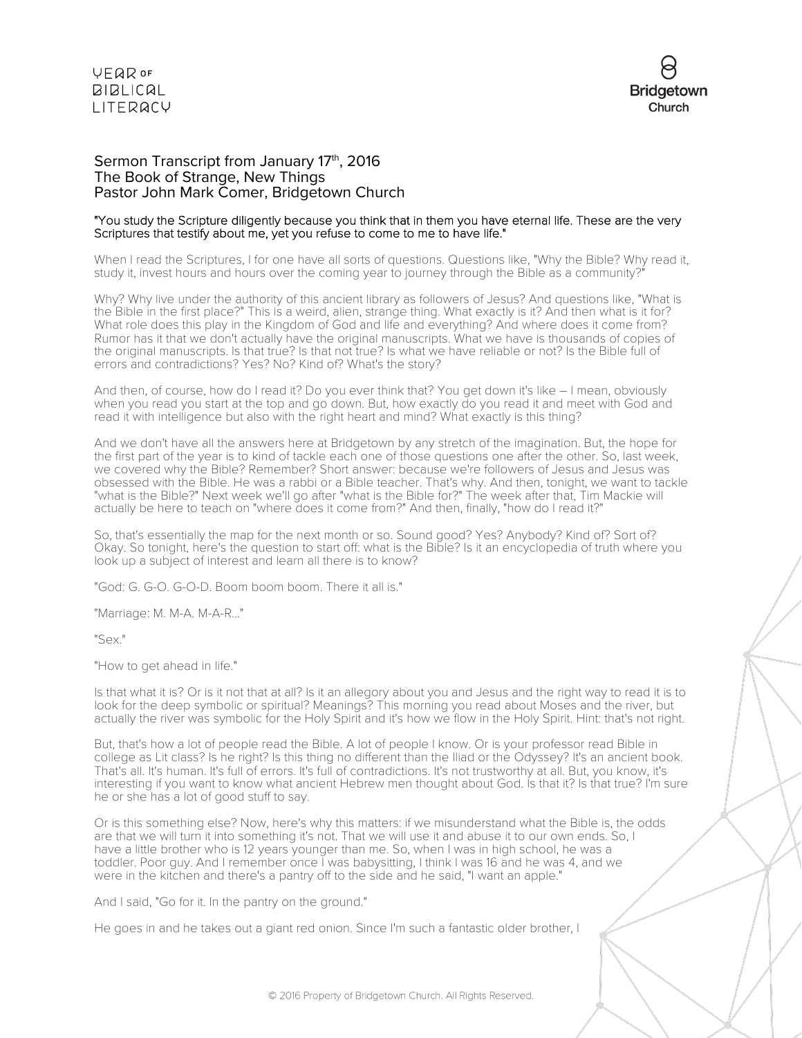Sermon Transcript from January 17th, 2016
The Book of Strange, New Things
Pastor John Mark Comer, Bridgetown Church

"You study the Scripture diligently because you think that in them you have eternal life. These are the very Scriptures that testify about me, yet you refuse to come to me to have life."

When I read the Scriptures, I for one have all sorts of questions. Questions like, "Why the Bible? Why read it, study it, invest hours and hours over the coming year to journey through the Bible as a community?"

Why? Why live under the authority of this ancient library as followers of Jesus? And questions like, "What is the Bible in the first place?" This is a weird, alien, strange thing. What exactly is it? And then what is it for? What role does this play in the Kingdom of God and life and everything? And where does it come from? Rumor has it that we don't actually have the original manuscripts. What we have is thousands of copies of the original manuscripts. Is that true? Is that not true? Is what we have reliable or not? Is the Bible full of errors and contradictions? Yes? No? Kind of? What's the story?

And then, of course, how do I read it? Do you ever think that? You get down it's like – I mean, obviously when you read you start at the top and go down. But, how exactly do you read it and meet with God and read it with intelligence but also with the right heart and mind? What exactly is this thing?

And we don't have all the answers here at Bridgetown by any stretch of the imagination. But, the hope for the first part of the year is to kind of tackle each one of those questions one after the other. So, last week, we covered why the Bible? Remember? Short answer: because we're followers of Jesus and Jesus was obsessed with the Bible. He was a rabbi or a Bible teacher. That's why. And then, tonight, we want to tackle "what is the Bible?" Next week we'll go after "what is the Bible for?" The week after that, Tim Mackie will actually be here to teach on "where does it come from?" And then, finally, "how do I read it?"

So, that's essentially the map for the next month or so. Sound good? Yes? Anybody? Kind of? Sort of? Okay. So tonight, here's the question to start off: what is the Bible? Is it an encyclopedia of truth where you look up a subject of interest and learn all there is to know?

"God: G. G-O. G-O-D. Boom boom boom. There it all is."

"Marriage: M. M-A. M-A-R..."

"Sex."

"How to get ahead in life."

Is that what it is? Or is it not that at all? Is it an allegory about you and Jesus and the right way to read it is to look for the deep symbolic or spiritual? Meanings? This morning you read about Moses and the river, but actually the river was symbolic for the Holy Spirit and it's how we flow in the Holy Spirit. Hint: that's not right.

But, that's how a lot of people read the Bible. A lot of people I know. Or is your professor read Bible in college as Lit class? Is he right? Is this thing no different than the Iliad or the Odyssey? It's an ancient book. That's all. It's human. It's full of errors. It's full of contradictions. It's not trustworthy at all. But, you know, it's interesting if you want to know what ancient Hebrew men thought about God. Is that it? Is that true? I'm sure he or she has a lot of good stuff to say.

Or is this something else? Now, here's why this matters: if we misunderstand what the Bible is, the odds are that we will turn it into something it's not. That we will use it and abuse it to our own ends. So, I have a little brother who is 12 years younger than me. So, when I was in high school, he was a toddler. Poor guy. And I remember once I was babysitting, I think I was 16 and he was 4, and we were in the kitchen and there's a pantry off to the side and he said, "I want an apple."

And I said, "Go for it. In the pantry on the ground."

He goes in and he takes out a giant red onion. Since I'm such a fantastic older brother, I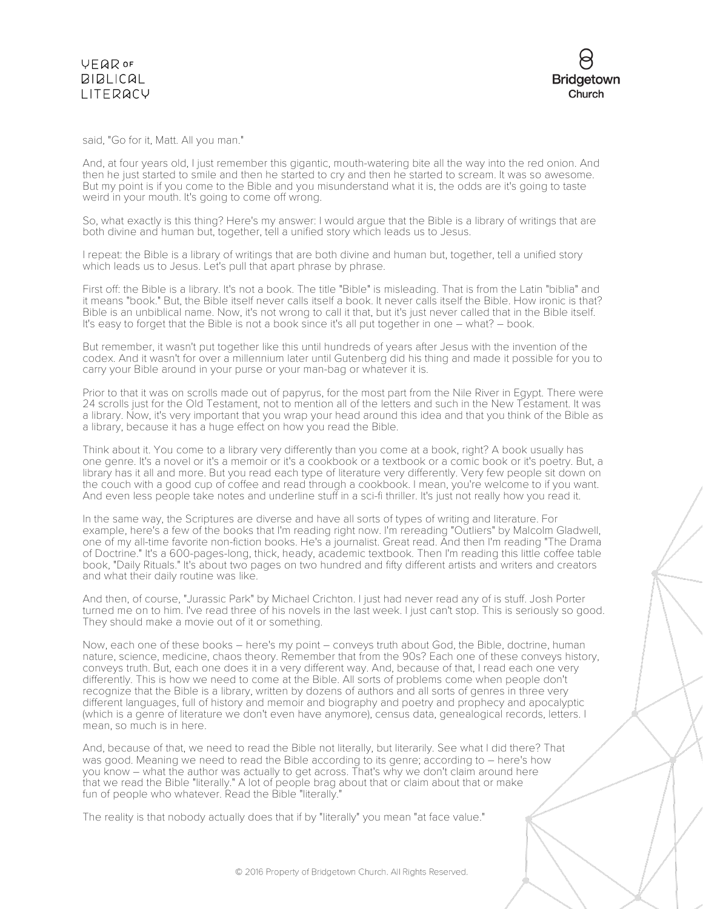said, "Go for it, Matt. All you man."

And, at four years old, I just remember this gigantic, mouth-watering bite all the way into the red onion. And then he just started to smile and then he started to cry and then he started to scream. It was so awesome. But my point is if you come to the Bible and you misunderstand what it is, the odds are it's going to taste weird in your mouth. It's going to come off wrong.

So, what exactly is this thing? Here's my answer: I would argue that the Bible is a library of writings that are both divine and human but, together, tell a unified story which leads us to Jesus.

I repeat: the Bible is a library of writings that are both divine and human but, together, tell a unified story which leads us to Jesus. Let's pull that apart phrase by phrase.

First off: the Bible is a library. It's not a book. The title "Bible" is misleading. That is from the Latin "biblia" and it means "book." But, the Bible itself never calls itself a book. It never calls itself the Bible. How ironic is that? Bible is an unbiblical name. Now, it's not wrong to call it that, but it's just never called that in the Bible itself. It's easy to forget that the Bible is not a book since it's all put together in one – what? – book.

But remember, it wasn't put together like this until hundreds of years after Jesus with the invention of the codex. And it wasn't for over a millennium later until Gutenberg did his thing and made it possible for you to carry your Bible around in your purse or your man-bag or whatever it is.

Prior to that it was on scrolls made out of papyrus, for the most part from the Nile River in Egypt. There were 24 scrolls just for the Old Testament, not to mention all of the letters and such in the New Testament. It was a library. Now, it's very important that you wrap your head around this idea and that you think of the Bible as a library, because it has a huge effect on how you read the Bible.

Think about it. You come to a library very differently than you come at a book, right? A book usually has one genre. It's a novel or it's a memoir or it's a cookbook or a textbook or a comic book or it's poetry. But, a library has it all and more. But you read each type of literature very differently. Very few people sit down on the couch with a good cup of coffee and read through a cookbook. I mean, you're welcome to if you want. And even less people take notes and underline stuff in a sci-fi thriller. It's just not really how you read it.

In the same way, the Scriptures are diverse and have all sorts of types of writing and literature. For example, here's a few of the books that I'm reading right now. I'm rereading "Outliers" by Malcolm Gladwell, one of my all-time favorite non-fiction books. He's a journalist. Great read. And then I'm reading "The Drama of Doctrine." It's a 600-pages-long, thick, heady, academic textbook. Then I'm reading this little coffee table book, "Daily Rituals." It's about two pages on two hundred and fifty different artists and writers and creators and what their daily routine was like.

And then, of course, "Jurassic Park" by Michael Crichton. I just had never read any of is stuff. Josh Porter turned me on to him. I've read three of his novels in the last week. I just can't stop. This is seriously so good. They should make a movie out of it or something.

Now, each one of these books – here's my point – conveys truth about God, the Bible, doctrine, human nature, science, medicine, chaos theory. Remember that from the 90s? Each one of these conveys history, conveys truth. But, each one does it in a very different way. And, because of that, I read each one very differently. This is how we need to come at the Bible. All sorts of problems come when people don't recognize that the Bible is a library, written by dozens of authors and all sorts of genres in three very different languages, full of history and memoir and biography and poetry and prophecy and apocalyptic (which is a genre of literature we don't even have anymore), census data, genealogical records, letters. I mean, so much is in here.

And, because of that, we need to read the Bible not literally, but literarily. See what I did there? That was good. Meaning we need to read the Bible according to its genre; according to – here's how you know – what the author was actually to get across. That's why we don't claim around here that we read the Bible "literally." A lot of people brag about that or claim about that or make fun of people who whatever. Read the Bible "literally."

The reality is that nobody actually does that if by "literally" you mean "at face value."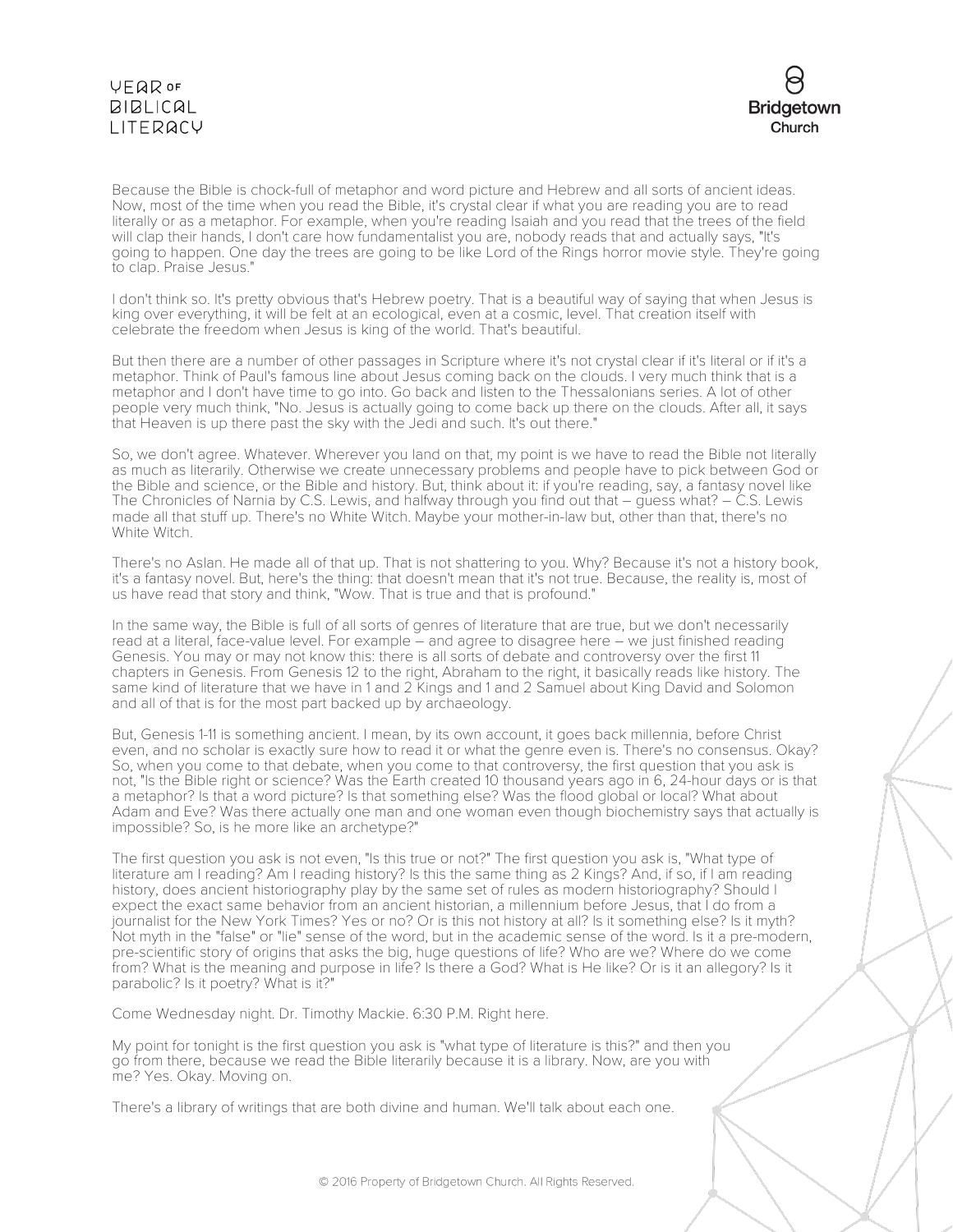Because the Bible is chock-full of metaphor and word picture and Hebrew and all sorts of ancient ideas. Now, most of the time when you read the Bible, it's crystal clear if what you are reading you are to read literally or as a metaphor. For example, when you're reading Isaiah and you read that the trees of the field will clap their hands, I don't care how fundamentalist you are, nobody reads that and actually says, "It's going to happen. One day the trees are going to be like Lord of the Rings horror movie style. They're going to clap. Praise Jesus."

I don't think so. It's pretty obvious that's Hebrew poetry. That is a beautiful way of saying that when Jesus is king over everything, it will be felt at an ecological, even at a cosmic, level. That creation itself with celebrate the freedom when Jesus is king of the world. That's beautiful.

But then there are a number of other passages in Scripture where it's not crystal clear if it's literal or if it's a metaphor. Think of Paul's famous line about Jesus coming back on the clouds. I very much think that is a metaphor and I don't have time to go into. Go back and listen to the Thessalonians series. A lot of other people very much think, "No. Jesus is actually going to come back up there on the clouds. After all, it says that Heaven is up there past the sky with the Jedi and such. It's out there."

So, we don't agree. Whatever. Wherever you land on that, my point is we have to read the Bible not literally as much as literarily. Otherwise we create unnecessary problems and people have to pick between God or the Bible and science, or the Bible and history. But, think about it: if you're reading, say, a fantasy novel like The Chronicles of Narnia by C.S. Lewis, and halfway through you find out that – guess what? – C.S. Lewis made all that stuff up. There's no White Witch. Maybe your mother-in-law but, other than that, there's no White Witch.

There's no Aslan. He made all of that up. That is not shattering to you. Why? Because it's not a history book, it's a fantasy novel. But, here's the thing: that doesn't mean that it's not true. Because, the reality is, most of us have read that story and think, "Wow. That is true and that is profound."

In the same way, the Bible is full of all sorts of genres of literature that are true, but we don't necessarily read at a literal, face-value level. For example – and agree to disagree here – we just finished reading Genesis. You may or may not know this: there is all sorts of debate and controversy over the first 11 chapters in Genesis. From Genesis 12 to the right, Abraham to the right, it basically reads like history. The same kind of literature that we have in 1 and 2 Kings and 1 and 2 Samuel about King David and Solomon and all of that is for the most part backed up by archaeology.

But, Genesis 1-11 is something ancient. I mean, by its own account, it goes back millennia, before Christ even, and no scholar is exactly sure how to read it or what the genre even is. There's no consensus. Okay? So, when you come to that debate, when you come to that controversy, the first question that you ask is not, "Is the Bible right or science? Was the Earth created 10 thousand years ago in 6, 24-hour days or is that a metaphor? Is that a word picture? Is that something else? Was the flood global or local? What about Adam and Eve? Was there actually one man and one woman even though biochemistry says that actually is impossible? So, is he more like an archetype?"

The first question you ask is not even, "Is this true or not?" The first question you ask is, "What type of literature am I reading? Am I reading history? Is this the same thing as 2 Kings? And, if so, if I am reading history, does ancient historiography play by the same set of rules as modern historiography? Should I expect the exact same behavior from an ancient historian, a millennium before Jesus, that I do from a journalist for the New York Times? Yes or no? Or is this not history at all? Is it something else? Is it myth? Not myth in the "false" or "lie" sense of the word, but in the academic sense of the word. Is it a pre-modern, pre-scientific story of origins that asks the big, huge questions of life? Who are we? Where do we come from? What is the meaning and purpose in life? Is there a God? What is He like? Or is it an allegory? Is it parabolic? Is it poetry? What is it?"

Come Wednesday night. Dr. Timothy Mackie. 6:30 P.M. Right here.

My point for tonight is the first question you ask is "what type of literature is this?" and then you go from there, because we read the Bible literarily because it is a library. Now, are you with me? Yes. Okay. Moving on.

There's a library of writings that are both divine and human. We'll talk about each one.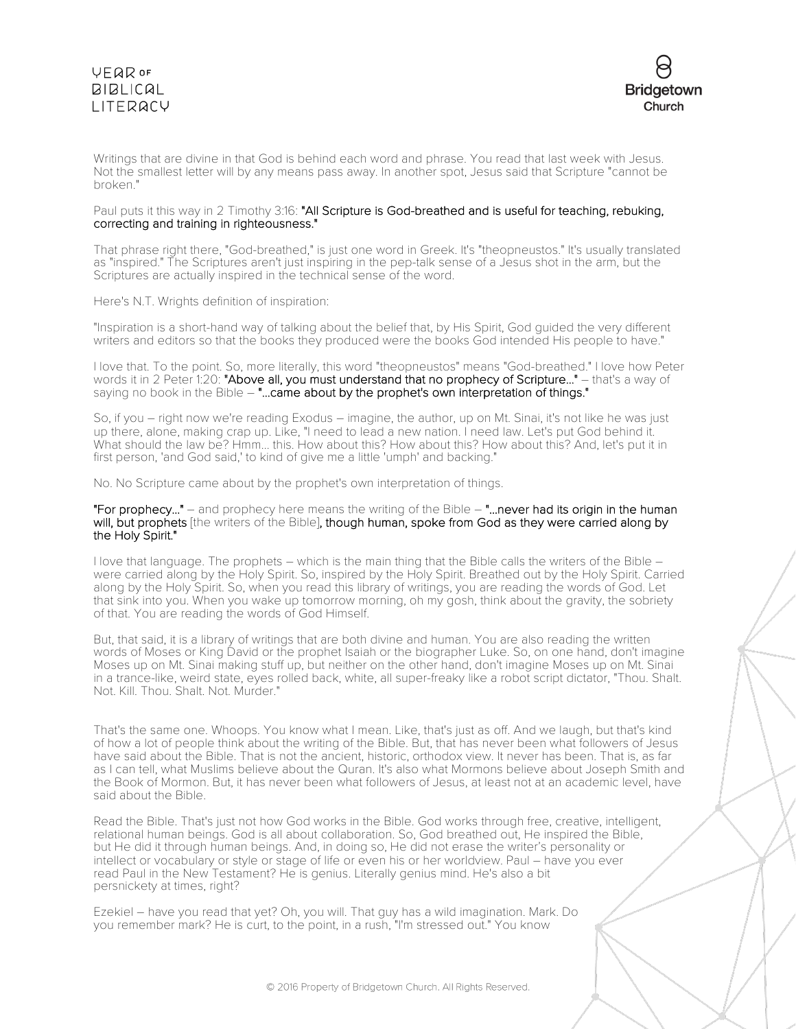Writings that are divine in that God is behind each word and phrase. You read that last week with Jesus. Not the smallest letter will by any means pass away. In another spot, Jesus said that Scripture "cannot be broken."

Paul puts it this way in 2 Timothy 3:16: **"All Scripture is God-breathed and is useful for teaching, rebuking, correcting and training in righteousness."**

That phrase right there, "God-breathed," is just one word in Greek. It's "theopneustos." It's usually translated as "inspired." The Scriptures aren't just inspiring in the pep-talk sense of a Jesus shot in the arm, but the Scriptures are actually inspired in the technical sense of the word.

Here's N.T. Wrights definition of inspiration:

"Inspiration is a short-hand way of talking about the belief that, by His Spirit, God guided the very different writers and editors so that the books they produced were the books God intended His people to have."

I love that. To the point. So, more literally, this word "theopneustos" means "God-breathed." I love how Peter words it in 2 Peter 1:20: **"Above all, you must understand that no prophecy of Scripture..."** – that's a way of saying no book in the Bible – **"...came about by the prophet's own interpretation of things."**

So, if you – right now we're reading Exodus – imagine, the author, up on Mt. Sinai, it's not like he was just up there, alone, making crap up. Like, "I need to lead a new nation. I need law. Let's put God behind it. What should the law be? Hmm... this. How about this? How about this? How about this? And, let's put it in first person, 'and God said,' to kind of give me a little 'umph' and backing."

No. No Scripture came about by the prophet's own interpretation of things.

**"For prophecy..."** – and prophecy here means the writing of the Bible – **"...never had its origin in the human will, but prophets** [the writers of the Bible]**, though human, spoke from God as they were carried along by the Holy Spirit."**

I love that language. The prophets – which is the main thing that the Bible calls the writers of the Bible – were carried along by the Holy Spirit. So, inspired by the Holy Spirit. Breathed out by the Holy Spirit. Carried along by the Holy Spirit. So, when you read this library of writings, you are reading the words of God. Let that sink into you. When you wake up tomorrow morning, oh my gosh, think about the gravity, the sobriety of that. You are reading the words of God Himself.

But, that said, it is a library of writings that are both divine and human. You are also reading the written words of Moses or King David or the prophet Isaiah or the biographer Luke. So, on one hand, don't imagine Moses up on Mt. Sinai making stuff up, but neither on the other hand, don't imagine Moses up on Mt. Sinai in a trance-like, weird state, eyes rolled back, white, all super-freaky like a robot script dictator, "Thou. Shalt. Not. Kill. Thou. Shalt. Not. Murder."

That's the same one. Whoops. You know what I mean. Like, that's just as off. And we laugh, but that's kind of how a lot of people think about the writing of the Bible. But, that has never been what followers of Jesus have said about the Bible. That is not the ancient, historic, orthodox view. It never has been. That is, as far as I can tell, what Muslims believe about the Quran. It's also what Mormons believe about Joseph Smith and the Book of Mormon. But, it has never been what followers of Jesus, at least not at an academic level, have said about the Bible.

Read the Bible. That's just not how God works in the Bible. God works through free, creative, intelligent, relational human beings. God is all about collaboration. So, God breathed out, He inspired the Bible, but He did it through human beings. And, in doing so, He did not erase the writer's personality or intellect or vocabulary or style or stage of life or even his or her worldview. Paul – have you ever read Paul in the New Testament? He is genius. Literally genius mind. He's also a bit persnickety at times, right?

Ezekiel – have you read that yet? Oh, you will. That guy has a wild imagination. Mark. Do you remember mark? He is curt, to the point, in a rush, "I'm stressed out." You know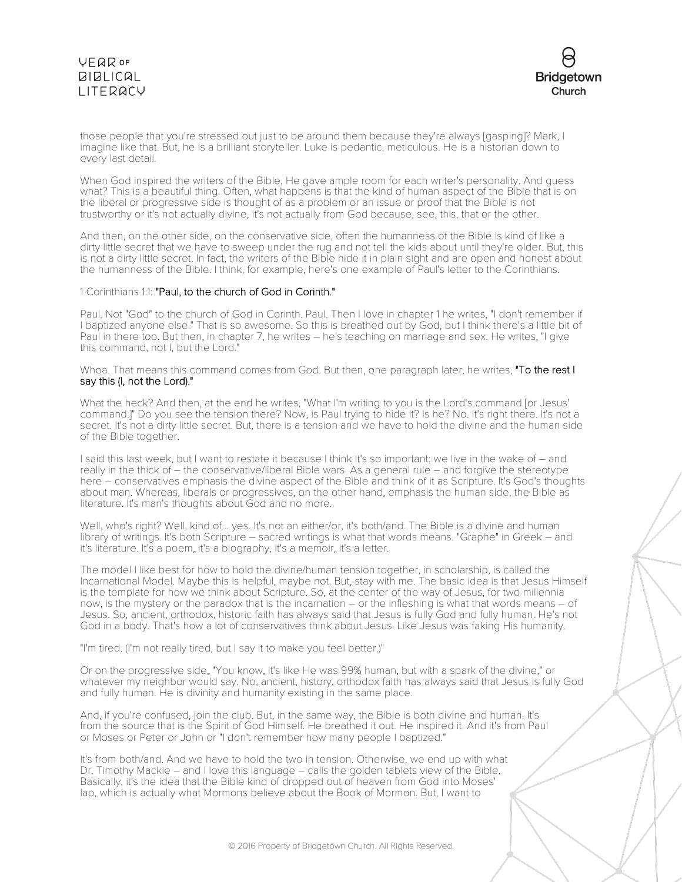those people that you're stressed out just to be around them because they're always [gasping]? Mark, I imagine like that. But, he is a brilliant storyteller. Luke is pedantic, meticulous. He is a historian down to every last detail.

When God inspired the writers of the Bible, He gave ample room for each writer's personality. And guess what? This is a beautiful thing. Often, what happens is that the kind of human aspect of the Bible that is on the liberal or progressive side is thought of as a problem or an issue or proof that the Bible is not trustworthy or it's not actually divine, it's not actually from God because, see, this, that or the other.

And then, on the other side, on the conservative side, often the humanness of the Bible is kind of like a dirty little secret that we have to sweep under the rug and not tell the kids about until they're older. But, this is not a dirty little secret. In fact, the writers of the Bible hide it in plain sight and are open and honest about the humanness of the Bible. I think, for example, here's one example of Paul's letter to the Corinthians.

1 Corinthians 1:1: "Paul, to the church of God in Corinth."

Paul. Not "God" to the church of God in Corinth. Paul. Then I love in chapter 1 he writes, "I don't remember if I baptized anyone else." That is so awesome. So this is breathed out by God, but I think there's a little bit of Paul in there too. But then, in chapter 7, he writes – he's teaching on marriage and sex. He writes, "I give this command, not I, but the Lord."

Whoa. That means this command comes from God. But then, one paragraph later, he writes, "To the rest I say this (I, not the Lord)."

What the heck? And then, at the end he writes, "What I'm writing to you is the Lord's command [or Jesus' command.]" Do you see the tension there? Now, is Paul trying to hide it? Is he? No. It's right there. It's not a secret. It's not a dirty little secret. But, there is a tension and we have to hold the divine and the human side of the Bible together.

I said this last week, but I want to restate it because I think it's so important: we live in the wake of – and really in the thick of – the conservative/liberal Bible wars. As a general rule – and forgive the stereotype here – conservatives emphasis the divine aspect of the Bible and think of it as Scripture. It's God's thoughts about man. Whereas, liberals or progressives, on the other hand, emphasis the human side, the Bible as literature. It's man's thoughts about God and no more.

Well, who's right? Well, kind of... yes. It's not an either/or, it's both/and. The Bible is a divine and human library of writings. It's both Scripture – sacred writings is what that words means. "Graphe" in Greek – and it's literature. It's a poem, it's a biography, it's a memoir, it's a letter.

The model I like best for how to hold the divine/human tension together, in scholarship, is called the Incarnational Model. Maybe this is helpful, maybe not. But, stay with me. The basic idea is that Jesus Himself is the template for how we think about Scripture. So, at the center of the way of Jesus, for two millennia now, is the mystery or the paradox that is the incarnation – or the infleshing is what that words means – of Jesus. So, ancient, orthodox, historic faith has always said that Jesus is fully God and fully human. He's not God in a body. That's how a lot of conservatives think about Jesus. Like Jesus was faking His humanity.

"I'm tired. (I'm not really tired, but I say it to make you feel better.)"

Or on the progressive side, "You know, it's like He was 99% human, but with a spark of the divine," or whatever my neighbor would say. No, ancient, history, orthodox faith has always said that Jesus is fully God and fully human. He is divinity and humanity existing in the same place.

And, if you're confused, join the club. But, in the same way, the Bible is both divine and human. It's from the source that is the Spirit of God Himself. He breathed it out. He inspired it. And it's from Paul or Moses or Peter or John or "I don't remember how many people I baptized."

It's from both/and. And we have to hold the two in tension. Otherwise, we end up with what Dr. Timothy Mackie – and I love this language – calls the golden tablets view of the Bible. Basically, it's the idea that the Bible kind of dropped out of heaven from God into Moses' lap, which is actually what Mormons believe about the Book of Mormon. But, I want to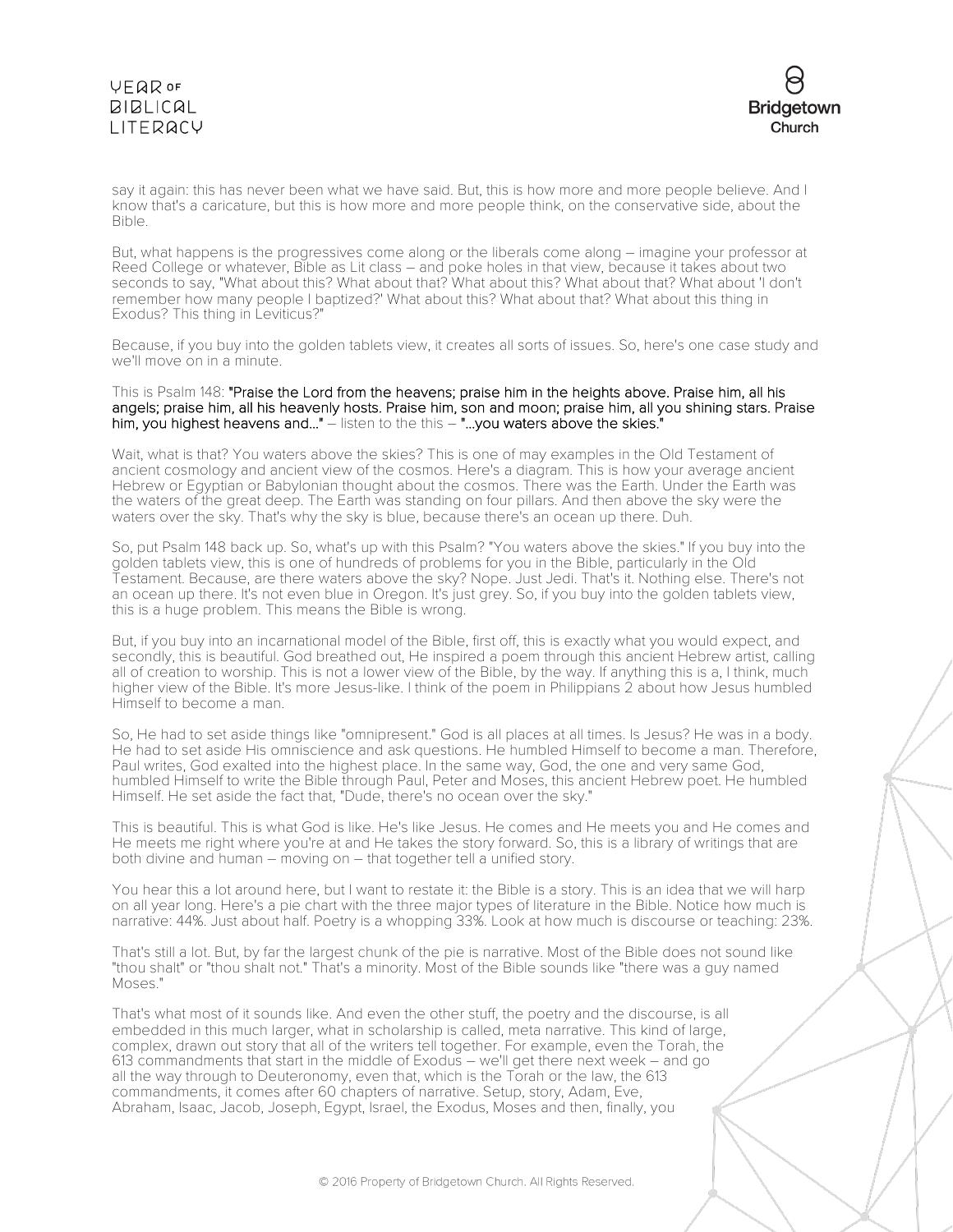say it again: this has never been what we have said. But, this is how more and more people believe. And I know that's a caricature, but this is how more and more people think, on the conservative side, about the Bible.

But, what happens is the progressives come along or the liberals come along – imagine your professor at Reed College or whatever, Bible as Lit class – and poke holes in that view, because it takes about two seconds to say, "What about this? What about that? What about this? What about that? What about 'I don't remember how many people I baptized?' What about this? What about that? What about this thing in Exodus? This thing in Leviticus?"

Because, if you buy into the golden tablets view, it creates all sorts of issues. So, here's one case study and we'll move on in a minute.

This is Psalm 148: **"Praise the Lord from the heavens; praise him in the heights above. Praise him, all his angels; praise him, all his heavenly hosts. Praise him, son and moon; praise him, all you shining stars. Praise him, you highest heavens and..."** – listen to the this – **"...you waters above the skies."**

Wait, what is that? You waters above the skies? This is one of may examples in the Old Testament of ancient cosmology and ancient view of the cosmos. Here's a diagram. This is how your average ancient Hebrew or Egyptian or Babylonian thought about the cosmos. There was the Earth. Under the Earth was the waters of the great deep. The Earth was standing on four pillars. And then above the sky were the waters over the sky. That's why the sky is blue, because there's an ocean up there. Duh.

So, put Psalm 148 back up. So, what's up with this Psalm? "You waters above the skies." If you buy into the golden tablets view, this is one of hundreds of problems for you in the Bible, particularly in the Old Testament. Because, are there waters above the sky? Nope. Just Jedi. That's it. Nothing else. There's not an ocean up there. It's not even blue in Oregon. It's just grey. So, if you buy into the golden tablets view, this is a huge problem. This means the Bible is wrong.

But, if you buy into an incarnational model of the Bible, first off, this is exactly what you would expect, and secondly, this is beautiful. God breathed out, He inspired a poem through this ancient Hebrew artist, calling all of creation to worship. This is not a lower view of the Bible, by the way. If anything this is a, I think, much higher view of the Bible. It's more Jesus-like. I think of the poem in Philippians 2 about how Jesus humbled Himself to become a man.

So, He had to set aside things like "omnipresent." God is all places at all times. Is Jesus? He was in a body. He had to set aside His omniscience and ask questions. He humbled Himself to become a man. Therefore, Paul writes, God exalted into the highest place. In the same way, God, the one and very same God, humbled Himself to write the Bible through Paul, Peter and Moses, this ancient Hebrew poet. He humbled Himself. He set aside the fact that, "Dude, there's no ocean over the sky."

This is beautiful. This is what God is like. He's like Jesus. He comes and He meets you and He comes and He meets me right where you're at and He takes the story forward. So, this is a library of writings that are both divine and human – moving on – that together tell a unified story.

You hear this a lot around here, but I want to restate it: the Bible is a story. This is an idea that we will harp on all year long. Here's a pie chart with the three major types of literature in the Bible. Notice how much is narrative: 44%. Just about half. Poetry is a whopping 33%. Look at how much is discourse or teaching: 23%.

That's still a lot. But, by far the largest chunk of the pie is narrative. Most of the Bible does not sound like "thou shalt" or "thou shalt not." That's a minority. Most of the Bible sounds like "there was a guy named Moses."

That's what most of it sounds like. And even the other stuff, the poetry and the discourse, is all embedded in this much larger, what in scholarship is called, meta narrative. This kind of large, complex, drawn out story that all of the writers tell together. For example, even the Torah, the 613 commandments that start in the middle of Exodus – we'll get there next week – and go all the way through to Deuteronomy, even that, which is the Torah or the law, the 613 commandments, it comes after 60 chapters of narrative. Setup, story, Adam, Eve, Abraham, Isaac, Jacob, Joseph, Egypt, Israel, the Exodus, Moses and then, finally, you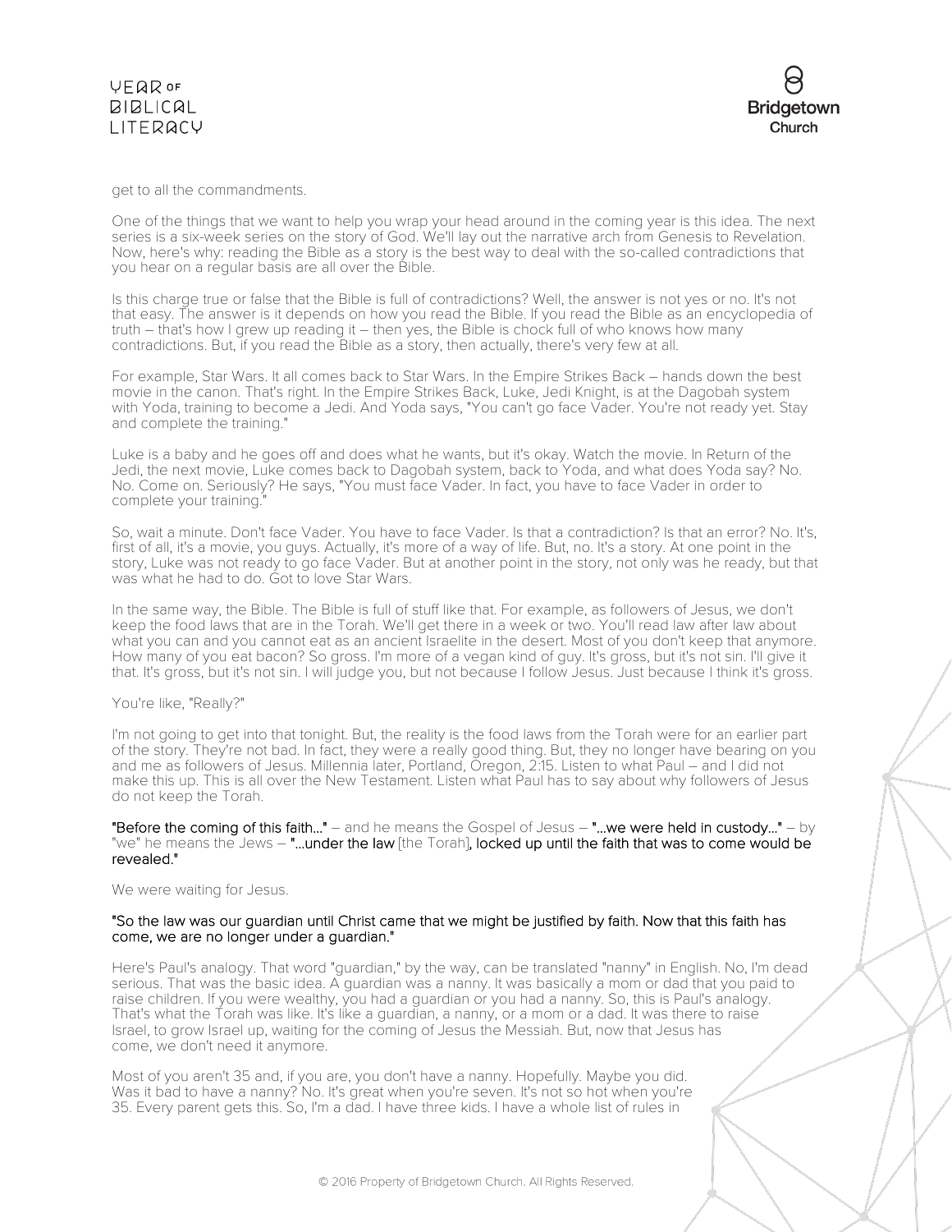get to all the commandments.

One of the things that we want to help you wrap your head around in the coming year is this idea. The next series is a six-week series on the story of God. We'll lay out the narrative arch from Genesis to Revelation. Now, here's why: reading the Bible as a story is the best way to deal with the so-called contradictions that you hear on a regular basis are all over the Bible.

Is this charge true or false that the Bible is full of contradictions? Well, the answer is not yes or no. It's not that easy. The answer is it depends on how you read the Bible. If you read the Bible as an encyclopedia of truth – that's how I grew up reading it – then yes, the Bible is chock full of who knows how many contradictions. But, if you read the Bible as a story, then actually, there's very few at all.

For example, Star Wars. It all comes back to Star Wars. In the Empire Strikes Back – hands down the best movie in the canon. That's right. In the Empire Strikes Back, Luke, Jedi Knight, is at the Dagobah system with Yoda, training to become a Jedi. And Yoda says, "You can't go face Vader. You're not ready yet. Stay and complete the training."

Luke is a baby and he goes off and does what he wants, but it's okay. Watch the movie. In Return of the Jedi, the next movie, Luke comes back to Dagobah system, back to Yoda, and what does Yoda say? No. No. Come on. Seriously? He says, "You must face Vader. In fact, you have to face Vader in order to complete your training."

So, wait a minute. Don't face Vader. You have to face Vader. Is that a contradiction? Is that an error? No. It's, first of all, it's a movie, you guys. Actually, it's more of a way of life. But, no. It's a story. At one point in the story, Luke was not ready to go face Vader. But at another point in the story, not only was he ready, but that was what he had to do. Got to love Star Wars.

In the same way, the Bible. The Bible is full of stuff like that. For example, as followers of Jesus, we don't keep the food laws that are in the Torah. We'll get there in a week or two. You'll read law after law about what you can and you cannot eat as an ancient Israelite in the desert. Most of you don't keep that anymore. How many of you eat bacon? So gross. I'm more of a vegan kind of guy. It's gross, but it's not sin. I'll give it that. It's gross, but it's not sin. I will judge you, but not because I follow Jesus. Just because I think it's gross.

You're like, "Really?"

I'm not going to get into that tonight. But, the reality is the food laws from the Torah were for an earlier part of the story. They're not bad. In fact, they were a really good thing. But, they no longer have bearing on you and me as followers of Jesus. Millennia later, Portland, Oregon, 2:15. Listen to what Paul – and I did not make this up. This is all over the New Testament. Listen what Paul has to say about why followers of Jesus do not keep the Torah.

**"Before the coming of this faith…"** – and he means the Gospel of Jesus – **"…we were held in custody…"** – by "we" he means the Jews – **"…under the law** [the Torah]**, locked up until the faith that was to come would be revealed."**

We were waiting for Jesus.

**"So the law was our guardian until Christ came that we might be justified by faith. Now that this faith has come, we are no longer under a guardian."**

Here's Paul's analogy. That word "guardian," by the way, can be translated "nanny" in English. No, I'm dead serious. That was the basic idea. A guardian was a nanny. It was basically a mom or dad that you paid to raise children. If you were wealthy, you had a guardian or you had a nanny. So, this is Paul's analogy. That's what the Torah was like. It's like a guardian, a nanny, or a mom or a dad. It was there to raise Israel, to grow Israel up, waiting for the coming of Jesus the Messiah. But, now that Jesus has come, we don't need it anymore.

Most of you aren't 35 and, if you are, you don't have a nanny. Hopefully. Maybe you did. Was it bad to have a nanny? No. It's great when you're seven. It's not so hot when you're 35. Every parent gets this. So, I'm a dad. I have three kids. I have a whole list of rules in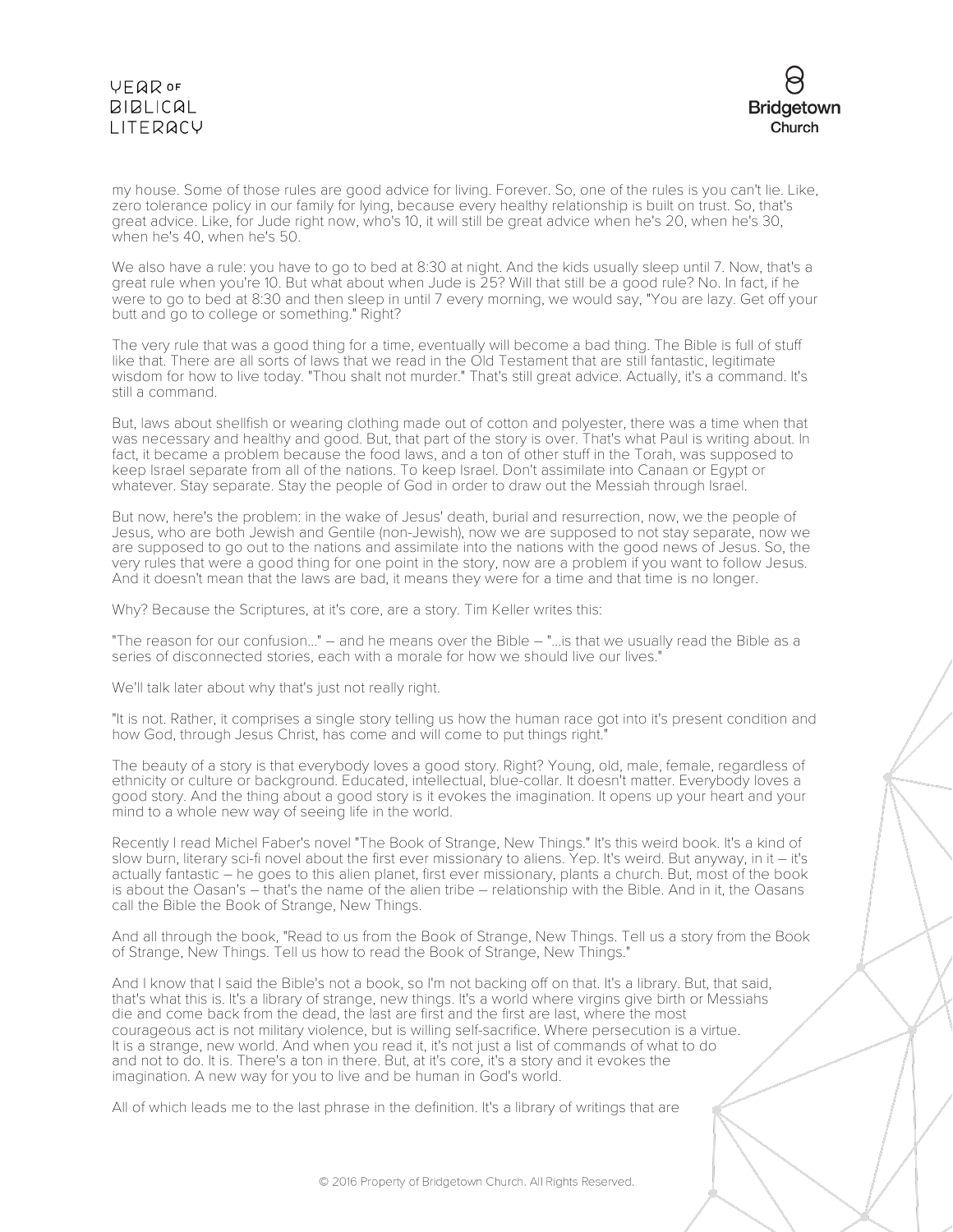my house. Some of those rules are good advice for living. Forever. So, one of the rules is you can't lie. Like, zero tolerance policy in our family for lying, because every healthy relationship is built on trust. So, that's great advice. Like, for Jude right now, who's 10, it will still be great advice when he's 20, when he's 30, when he's 40, when he's 50.

We also have a rule: you have to go to bed at 8:30 at night. And the kids usually sleep until 7. Now, that's a great rule when you're 10. But what about when Jude is 25? Will that still be a good rule? No. In fact, if he were to go to bed at 8:30 and then sleep in until 7 every morning, we would say, "You are lazy. Get off your butt and go to college or something." Right?

The very rule that was a good thing for a time, eventually will become a bad thing. The Bible is full of stuff like that. There are all sorts of laws that we read in the Old Testament that are still fantastic, legitimate wisdom for how to live today. "Thou shalt not murder." That's still great advice. Actually, it's a command. It's still a command.

But, laws about shellfish or wearing clothing made out of cotton and polyester, there was a time when that was necessary and healthy and good. But, that part of the story is over. That's what Paul is writing about. In fact, it became a problem because the food laws, and a ton of other stuff in the Torah, was supposed to keep Israel separate from all of the nations. To keep Israel. Don't assimilate into Canaan or Egypt or whatever. Stay separate. Stay the people of God in order to draw out the Messiah through Israel.

But now, here's the problem: in the wake of Jesus' death, burial and resurrection, now, we the people of Jesus, who are both Jewish and Gentile (non-Jewish), now we are supposed to not stay separate, now we are supposed to go out to the nations and assimilate into the nations with the good news of Jesus. So, the very rules that were a good thing for one point in the story, now are a problem if you want to follow Jesus. And it doesn't mean that the laws are bad, it means they were for a time and that time is no longer.

Why? Because the Scriptures, at it's core, are a story. Tim Keller writes this:

"The reason for our confusion..." – and he means over the Bible – "...is that we usually read the Bible as a series of disconnected stories, each with a morale for how we should live our lives."

We'll talk later about why that's just not really right.

"It is not. Rather, it comprises a single story telling us how the human race got into it's present condition and how God, through Jesus Christ, has come and will come to put things right."

The beauty of a story is that everybody loves a good story. Right? Young, old, male, female, regardless of ethnicity or culture or background. Educated, intellectual, blue-collar. It doesn't matter. Everybody loves a good story. And the thing about a good story is it evokes the imagination. It opens up your heart and your mind to a whole new way of seeing life in the world.

Recently I read Michel Faber's novel "The Book of Strange, New Things." It's this weird book. It's a kind of slow burn, literary sci-fi novel about the first ever missionary to aliens. Yep. It's weird. But anyway, in it – it's actually fantastic – he goes to this alien planet, first ever missionary, plants a church. But, most of the book is about the Oasan's – that's the name of the alien tribe – relationship with the Bible. And in it, the Oasans call the Bible the Book of Strange, New Things.

And all through the book, "Read to us from the Book of Strange, New Things. Tell us a story from the Book of Strange, New Things. Tell us how to read the Book of Strange, New Things."

And I know that I said the Bible's not a book, so I'm not backing off on that. It's a library. But, that said, that's what this is. It's a library of strange, new things. It's a world where virgins give birth or Messiahs die and come back from the dead, the last are first and the first are last, where the most courageous act is not military violence, but is willing self-sacrifice. Where persecution is a virtue. It is a strange, new world. And when you read it, it's not just a list of commands of what to do and not to do. It is. There's a ton in there. But, at it's core, it's a story and it evokes the imagination. A new way for you to live and be human in God's world.

All of which leads me to the last phrase in the definition. It's a library of writings that are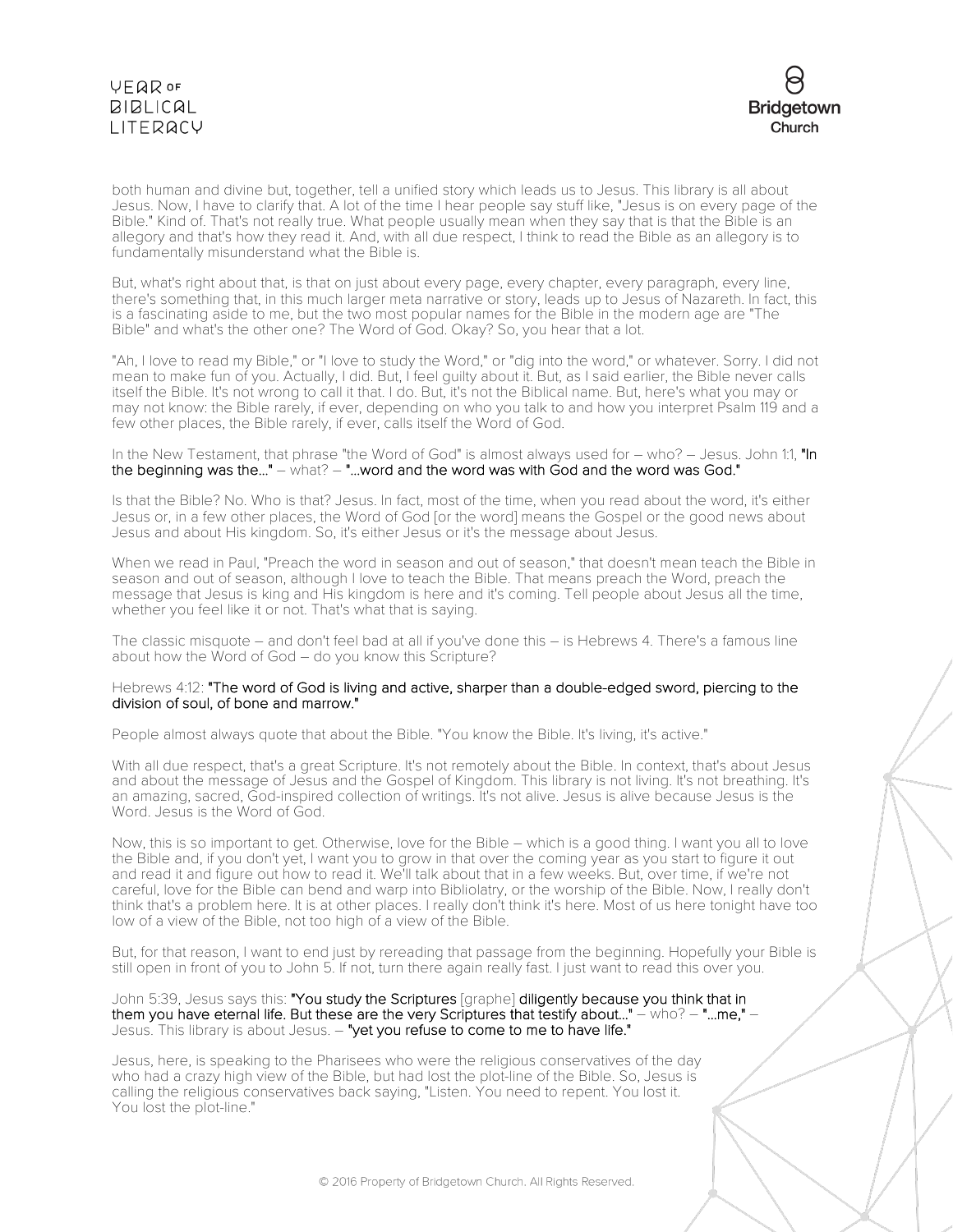both human and divine but, together, tell a unified story which leads us to Jesus. This library is all about Jesus. Now, I have to clarify that. A lot of the time I hear people say stuff like, "Jesus is on every page of the Bible." Kind of. That's not really true. What people usually mean when they say that is that the Bible is an allegory and that's how they read it. And, with all due respect, I think to read the Bible as an allegory is to fundamentally misunderstand what the Bible is.

But, what's right about that, is that on just about every page, every chapter, every paragraph, every line, there's something that, in this much larger meta narrative or story, leads up to Jesus of Nazareth. In fact, this is a fascinating aside to me, but the two most popular names for the Bible in the modern age are "The Bible" and what's the other one? The Word of God. Okay? So, you hear that a lot.

"Ah, I love to read my Bible," or "I love to study the Word," or "dig into the word," or whatever. Sorry. I did not mean to make fun of you. Actually, I did. But, I feel guilty about it. But, as I said earlier, the Bible never calls itself the Bible. It's not wrong to call it that. I do. But, it's not the Biblical name. But, here's what you may or may not know: the Bible rarely, if ever, depending on who you talk to and how you interpret Psalm 119 and a few other places, the Bible rarely, if ever, calls itself the Word of God.

In the New Testament, that phrase "the Word of God" is almost always used for – who? – Jesus. John 1:1, **"In the beginning was the..."** – what? – **"...word and the word was with God and the word was God."**

Is that the Bible? No. Who is that? Jesus. In fact, most of the time, when you read about the word, it's either Jesus or, in a few other places, the Word of God [or the word] means the Gospel or the good news about Jesus and about His kingdom. So, it's either Jesus or it's the message about Jesus.

When we read in Paul, "Preach the word in season and out of season," that doesn't mean teach the Bible in season and out of season, although I love to teach the Bible. That means preach the Word, preach the message that Jesus is king and His kingdom is here and it's coming. Tell people about Jesus all the time, whether you feel like it or not. That's what that is saying.

The classic misquote – and don't feel bad at all if you've done this – is Hebrews 4. There's a famous line about how the Word of God – do you know this Scripture?

Hebrews 4:12: **"The word of God is living and active, sharper than a double-edged sword, piercing to the division of soul, of bone and marrow."**

People almost always quote that about the Bible. "You know the Bible. It's living, it's active."

With all due respect, that's a great Scripture. It's not remotely about the Bible. In context, that's about Jesus and about the message of Jesus and the Gospel of Kingdom. This library is not living. It's not breathing. It's an amazing, sacred, God-inspired collection of writings. It's not alive. Jesus is alive because Jesus is the Word. Jesus is the Word of God.

Now, this is so important to get. Otherwise, love for the Bible – which is a good thing. I want you all to love the Bible and, if you don't yet, I want you to grow in that over the coming year as you start to figure it out and read it and figure out how to read it. We'll talk about that in a few weeks. But, over time, if we're not careful, love for the Bible can bend and warp into Bibliolatry, or the worship of the Bible. Now, I really don't think that's a problem here. It is at other places. I really don't think it's here. Most of us here tonight have too low of a view of the Bible, not too high of a view of the Bible.

But, for that reason, I want to end just by rereading that passage from the beginning. Hopefully your Bible is still open in front of you to John 5. If not, turn there again really fast. I just want to read this over you.

John 5:39, Jesus says this: **"You study the Scriptures** [graphe] **diligently because you think that in them you have eternal life. But these are the very Scriptures that testify about..."** – who? – **"...me,"** – Jesus. This library is about Jesus. – **"yet you refuse to come to me to have life."**

Jesus, here, is speaking to the Pharisees who were the religious conservatives of the day who had a crazy high view of the Bible, but had lost the plot-line of the Bible. So, Jesus is calling the religious conservatives back saying, "Listen. You need to repent. You lost it. You lost the plot-line."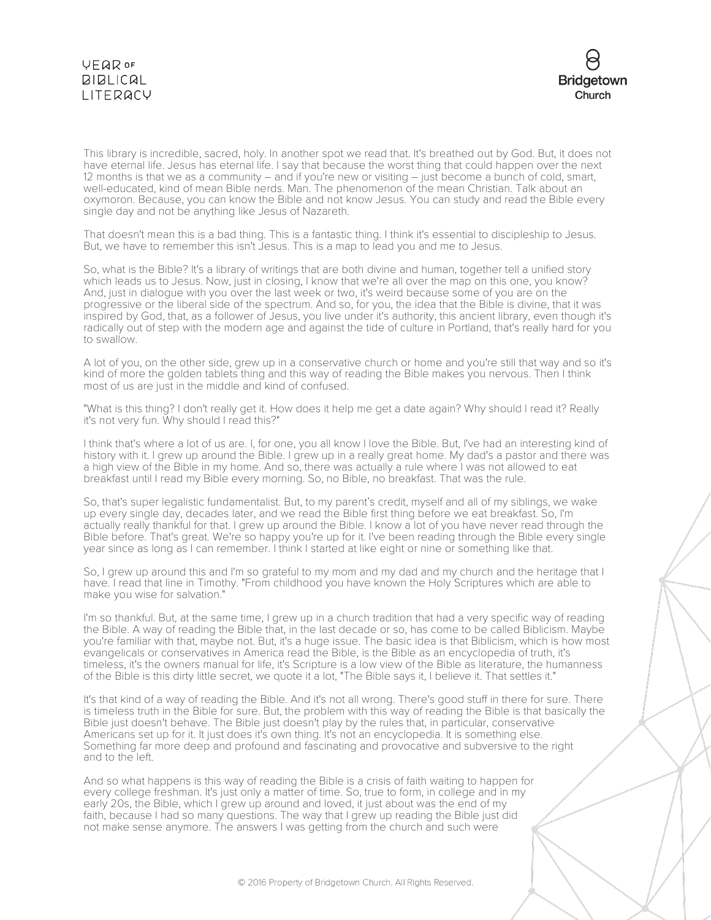This library is incredible, sacred, holy. In another spot we read that. It's breathed out by God. But, it does not have eternal life. Jesus has eternal life. I say that because the worst thing that could happen over the next 12 months is that we as a community – and if you're new or visiting – just become a bunch of cold, smart, well-educated, kind of mean Bible nerds. Man. The phenomenon of the mean Christian. Talk about an oxymoron. Because, you can know the Bible and not know Jesus. You can study and read the Bible every single day and not be anything like Jesus of Nazareth.

That doesn't mean this is a bad thing. This is a fantastic thing. I think it's essential to discipleship to Jesus. But, we have to remember this isn't Jesus. This is a map to lead you and me to Jesus.

So, what is the Bible? It's a library of writings that are both divine and human, together tell a unified story which leads us to Jesus. Now, just in closing, I know that we're all over the map on this one, you know? And, just in dialogue with you over the last week or two, it's weird because some of you are on the progressive or the liberal side of the spectrum. And so, for you, the idea that the Bible is divine, that it was inspired by God, that, as a follower of Jesus, you live under it's authority, this ancient library, even though it's radically out of step with the modern age and against the tide of culture in Portland, that's really hard for you to swallow.

A lot of you, on the other side, grew up in a conservative church or home and you're still that way and so it's kind of more the golden tablets thing and this way of reading the Bible makes you nervous. Then I think most of us are just in the middle and kind of confused.

"What is this thing? I don't really get it. How does it help me get a date again? Why should I read it? Really it's not very fun. Why should I read this?"

I think that's where a lot of us are. I, for one, you all know I love the Bible. But, I've had an interesting kind of history with it. I grew up around the Bible. I grew up in a really great home. My dad's a pastor and there was a high view of the Bible in my home. And so, there was actually a rule where I was not allowed to eat breakfast until I read my Bible every morning. So, no Bible, no breakfast. That was the rule.

So, that's super legalistic fundamentalist. But, to my parent's credit, myself and all of my siblings, we wake up every single day, decades later, and we read the Bible first thing before we eat breakfast. So, I'm actually really thankful for that. I grew up around the Bible. I know a lot of you have never read through the Bible before. That's great. We're so happy you're up for it. I've been reading through the Bible every single year since as long as I can remember. I think I started at like eight or nine or something like that.

So, I grew up around this and I'm so grateful to my mom and my dad and my church and the heritage that I have. I read that line in Timothy. "From childhood you have known the Holy Scriptures which are able to make you wise for salvation."

I'm so thankful. But, at the same time, I grew up in a church tradition that had a very specific way of reading the Bible. A way of reading the Bible that, in the last decade or so, has come to be called Biblicism. Maybe you're familiar with that, maybe not. But, it's a huge issue. The basic idea is that Biblicism, which is how most evangelicals or conservatives in America read the Bible, is the Bible as an encyclopedia of truth, it's timeless, it's the owners manual for life, it's Scripture is a low view of the Bible as literature, the humanness of the Bible is this dirty little secret, we quote it a lot, "The Bible says it, I believe it. That settles it."

It's that kind of a way of reading the Bible. And it's not all wrong. There's good stuff in there for sure. There is timeless truth in the Bible for sure. But, the problem with this way of reading the Bible is that basically the Bible just doesn't behave. The Bible just doesn't play by the rules that, in particular, conservative Americans set up for it. It just does it's own thing. It's not an encyclopedia. It is something else. Something far more deep and profound and fascinating and provocative and subversive to the right and to the left.

And so what happens is this way of reading the Bible is a crisis of faith waiting to happen for every college freshman. It's just only a matter of time. So, true to form, in college and in my early 20s, the Bible, which I grew up around and loved, it just about was the end of my faith, because I had so many questions. The way that I grew up reading the Bible just did not make sense anymore. The answers I was getting from the church and such were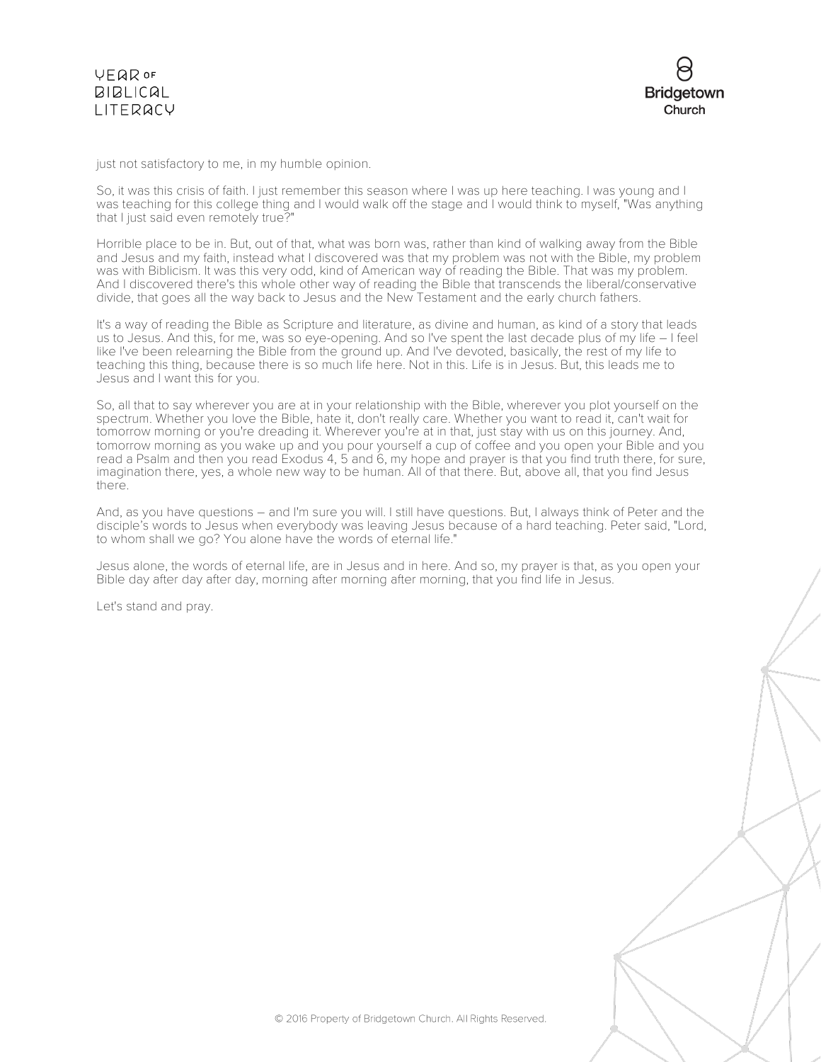just not satisfactory to me, in my humble opinion.

So, it was this crisis of faith. I just remember this season where I was up here teaching. I was young and I was teaching for this college thing and I would walk off the stage and I would think to myself, "Was anything that I just said even remotely true?"

Horrible place to be in. But, out of that, what was born was, rather than kind of walking away from the Bible and Jesus and my faith, instead what I discovered was that my problem was not with the Bible, my problem was with Biblicism. It was this very odd, kind of American way of reading the Bible. That was my problem. And I discovered there's this whole other way of reading the Bible that transcends the liberal/conservative divide, that goes all the way back to Jesus and the New Testament and the early church fathers.

It's a way of reading the Bible as Scripture and literature, as divine and human, as kind of a story that leads us to Jesus. And this, for me, was so eye-opening. And so I've spent the last decade plus of my life – I feel like I've been relearning the Bible from the ground up. And I've devoted, basically, the rest of my life to teaching this thing, because there is so much life here. Not in this. Life is in Jesus. But, this leads me to Jesus and I want this for you.

So, all that to say wherever you are at in your relationship with the Bible, wherever you plot yourself on the spectrum. Whether you love the Bible, hate it, don't really care. Whether you want to read it, can't wait for tomorrow morning or you're dreading it. Wherever you're at in that, just stay with us on this journey. And, tomorrow morning as you wake up and you pour yourself a cup of coffee and you open your Bible and you read a Psalm and then you read Exodus 4, 5 and 6, my hope and prayer is that you find truth there, for sure, imagination there, yes, a whole new way to be human. All of that there. But, above all, that you find Jesus there.

And, as you have questions – and I'm sure you will. I still have questions. But, I always think of Peter and the disciple's words to Jesus when everybody was leaving Jesus because of a hard teaching. Peter said, "Lord, to whom shall we go? You alone have the words of eternal life."

Jesus alone, the words of eternal life, are in Jesus and in here. And so, my prayer is that, as you open your Bible day after day after day, morning after morning after morning, that you find life in Jesus.

Let's stand and pray.